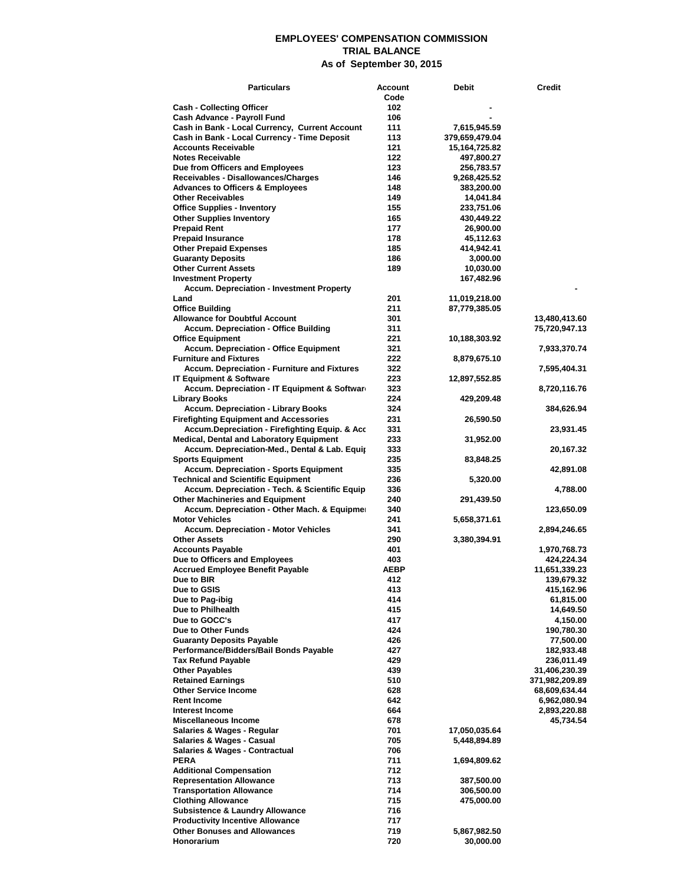# EMPLOYEES' COMPENSATION COMMISSION
## TRIAL BALANCE
### As of September 30, 2015

| Particulars | Account Code | Debit | Credit |
|---|---|---|---|
| Cash - Collecting Officer | 102 | - | |
| Cash Advance - Payroll Fund | 106 | - | |
| Cash in Bank - Local Currency, Current Account | 111 | 7,615,945.59 | |
| Cash in Bank - Local Currency - Time Deposit | 113 | 379,659,479.04 | |
| Accounts Receivable | 121 | 15,164,725.82 | |
| Notes Receivable | 122 | 497,800.27 | |
| Due from Officers and Employees | 123 | 256,783.57 | |
| Receivables - Disallowances/Charges | 146 | 9,268,425.52 | |
| Advances to Officers & Employees | 148 | 383,200.00 | |
| Other Receivables | 149 | 14,041.84 | |
| Office Supplies - Inventory | 155 | 233,751.06 | |
| Other Supplies Inventory | 165 | 430,449.22 | |
| Prepaid Rent | 177 | 26,900.00 | |
| Prepaid Insurance | 178 | 45,112.63 | |
| Other Prepaid Expenses | 185 | 414,942.41 | |
| Guaranty Deposits | 186 | 3,000.00 | |
| Other Current Assets | 189 | 10,030.00 | |
| Investment Property | | 167,482.96 | |
| Accum. Depreciation - Investment Property | | | - |
| Land | 201 | 11,019,218.00 | |
| Office Building | 211 | 87,779,385.05 | |
| Allowance for Doubtful Account | 301 | | 13,480,413.60 |
| Accum. Depreciation - Office Building | 311 | | 75,720,947.13 |
| Office Equipment | 221 | 10,188,303.92 | |
| Accum. Depreciation - Office Equipment | 321 | | 7,933,370.74 |
| Furniture and Fixtures | 222 | 8,879,675.10 | |
| Accum. Depreciation - Furniture and Fixtures | 322 | | 7,595,404.31 |
| IT Equipment & Software | 223 | 12,897,552.85 | |
| Accum. Depreciation - IT Equipment & Softwar | 323 | | 8,720,116.76 |
| Library Books | 224 | 429,209.48 | |
| Accum. Depreciation - Library Books | 324 | | 384,626.94 |
| Firefighting Equipment and Accessories | 231 | 26,590.50 | |
| Accum.Depreciation - Firefighting Equip. & Acc | 331 | | 23,931.45 |
| Medical, Dental and Laboratory Equipment | 233 | 31,952.00 | |
| Accum. Depreciation-Med., Dental & Lab. Equi | 333 | | 20,167.32 |
| Sports Equipment | 235 | 83,848.25 | |
| Accum. Depreciation - Sports Equipment | 335 | | 42,891.08 |
| Technical and Scientific Equipment | 236 | 5,320.00 | |
| Accum. Depreciation - Tech. & Scientific Equip | 336 | | 4,788.00 |
| Other Machineries and Equipment | 240 | 291,439.50 | |
| Accum. Depreciation - Other Mach. & Equipme | 340 | | 123,650.09 |
| Motor Vehicles | 241 | 5,658,371.61 | |
| Accum. Depreciation - Motor Vehicles | 341 | | 2,894,246.65 |
| Other Assets | 290 | 3,380,394.91 | |
| Accounts Payable | 401 | | 1,970,768.73 |
| Due to Officers and Employees | 403 | | 424,224.34 |
| Accrued Employee Benefit Payable | AEBP | | 11,651,339.23 |
| Due to BIR | 412 | | 139,679.32 |
| Due to GSIS | 413 | | 415,162.96 |
| Due to Pag-ibig | 414 | | 61,815.00 |
| Due to Philhealth | 415 | | 14,649.50 |
| Due to GOCC's | 417 | | 4,150.00 |
| Due to Other Funds | 424 | | 190,780.30 |
| Guaranty Deposits Payable | 426 | | 77,500.00 |
| Performance/Bidders/Bail Bonds Payable | 427 | | 182,933.48 |
| Tax Refund Payable | 429 | | 236,011.49 |
| Other Payables | 439 | | 31,406,230.39 |
| Retained Earnings | 510 | | 371,982,209.89 |
| Other Service Income | 628 | | 68,609,634.44 |
| Rent Income | 642 | | 6,962,080.94 |
| Interest Income | 664 | | 2,893,220.88 |
| Miscellaneous Income | 678 | | 45,734.54 |
| Salaries & Wages - Regular | 701 | 17,050,035.64 | |
| Salaries & Wages - Casual | 705 | 5,448,894.89 | |
| Salaries & Wages - Contractual | 706 | | |
| PERA | 711 | 1,694,809.62 | |
| Additional Compensation | 712 | | |
| Representation Allowance | 713 | 387,500.00 | |
| Transportation Allowance | 714 | 306,500.00 | |
| Clothing Allowance | 715 | 475,000.00 | |
| Subsistence & Laundry Allowance | 716 | | |
| Productivity Incentive Allowance | 717 | | |
| Other Bonuses and Allowances | 719 | 5,867,982.50 | |
| Honorarium | 720 | 30,000.00 | |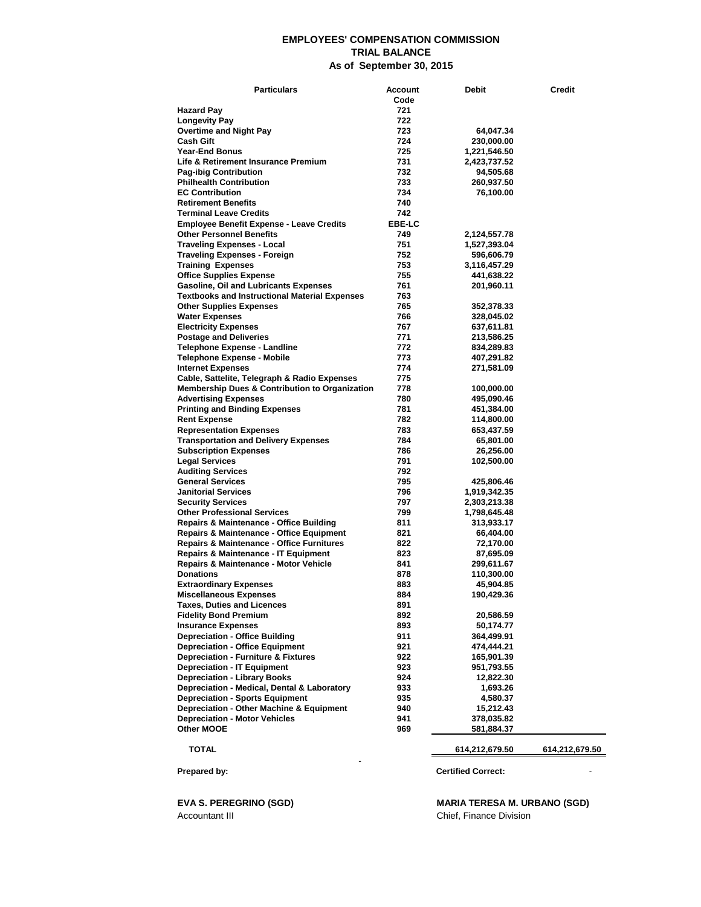**EMPLOYEES' COMPENSATION COMMISSION**
**TRIAL BALANCE**
**As of September 30, 2015**

| Particulars | Account Code | Debit | Credit |
|---|---|---|---|
| Hazard Pay | 721 | | |
| Longevity Pay | 722 | | |
| Overtime and Night Pay | 723 | 64,047.34 | |
| Cash Gift | 724 | 230,000.00 | |
| Year-End Bonus | 725 | 1,221,546.50 | |
| Life & Retirement Insurance Premium | 731 | 2,423,737.52 | |
| Pag-ibig Contribution | 732 | 94,505.68 | |
| Philhealth Contribution | 733 | 260,937.50 | |
| EC Contribution | 734 | 76,100.00 | |
| Retirement Benefits | 740 | | |
| Terminal Leave Credits | 742 | | |
| Employee Benefit Expense - Leave Credits | EBE-LC | | |
| Other Personnel Benefits | 749 | 2,124,557.78 | |
| Traveling Expenses - Local | 751 | 1,527,393.04 | |
| Traveling Expenses - Foreign | 752 | 596,606.79 | |
| Training Expenses | 753 | 3,116,457.29 | |
| Office Supplies Expense | 755 | 441,638.22 | |
| Gasoline, Oil and Lubricants Expenses | 761 | 201,960.11 | |
| Textbooks and Instructional Material Expenses | 763 | | |
| Other Supplies Expenses | 765 | 352,378.33 | |
| Water Expenses | 766 | 328,045.02 | |
| Electricity Expenses | 767 | 637,611.81 | |
| Postage and Deliveries | 771 | 213,586.25 | |
| Telephone Expense - Landline | 772 | 834,289.83 | |
| Telephone Expense - Mobile | 773 | 407,291.82 | |
| Internet Expenses | 774 | 271,581.09 | |
| Cable, Sattelite, Telegraph & Radio Expenses | 775 | | |
| Membership Dues & Contribution to Organization | 778 | 100,000.00 | |
| Advertising Expenses | 780 | 495,090.46 | |
| Printing and Binding Expenses | 781 | 451,384.00 | |
| Rent Expense | 782 | 114,800.00 | |
| Representation Expenses | 783 | 653,437.59 | |
| Transportation and Delivery Expenses | 784 | 65,801.00 | |
| Subscription Expenses | 786 | 26,256.00 | |
| Legal Services | 791 | 102,500.00 | |
| Auditing Services | 792 | | |
| General Services | 795 | 425,806.46 | |
| Janitorial Services | 796 | 1,919,342.35 | |
| Security Services | 797 | 2,303,213.38 | |
| Other Professional Services | 799 | 1,798,645.48 | |
| Repairs & Maintenance - Office Building | 811 | 313,933.17 | |
| Repairs & Maintenance - Office Equipment | 821 | 66,404.00 | |
| Repairs & Maintenance - Office Furnitures | 822 | 72,170.00 | |
| Repairs & Maintenance - IT Equipment | 823 | 87,695.09 | |
| Repairs & Maintenance - Motor Vehicle | 841 | 299,611.67 | |
| Donations | 878 | 110,300.00 | |
| Extraordinary Expenses | 883 | 45,904.85 | |
| Miscellaneous Expenses | 884 | 190,429.36 | |
| Taxes, Duties and Licences | 891 | | |
| Fidelity Bond Premium | 892 | 20,586.59 | |
| Insurance Expenses | 893 | 50,174.77 | |
| Depreciation - Office Building | 911 | 364,499.91 | |
| Depreciation - Office Equipment | 921 | 474,444.21 | |
| Depreciation - Furniture & Fixtures | 922 | 165,901.39 | |
| Depreciation - IT Equipment | 923 | 951,793.55 | |
| Depreciation - Library Books | 924 | 12,822.30 | |
| Depreciation - Medical, Dental & Laboratory | 933 | 1,693.26 | |
| Depreciation - Sports Equipment | 935 | 4,580.37 | |
| Depreciation - Other Machine & Equipment | 940 | 15,212.43 | |
| Depreciation - Motor Vehicles | 941 | 378,035.82 | |
| Other MOOE | 969 | 581,884.37 | |
| **TOTAL** | | **614,212,679.50** | **614,212,679.50** |

**Prepared by:** | **Certified Correct:**

**EVA S. PEREGRINO (SGD)**
Accountant III

**MARIA TERESA M. URBANO (SGD)**
Chief, Finance Division